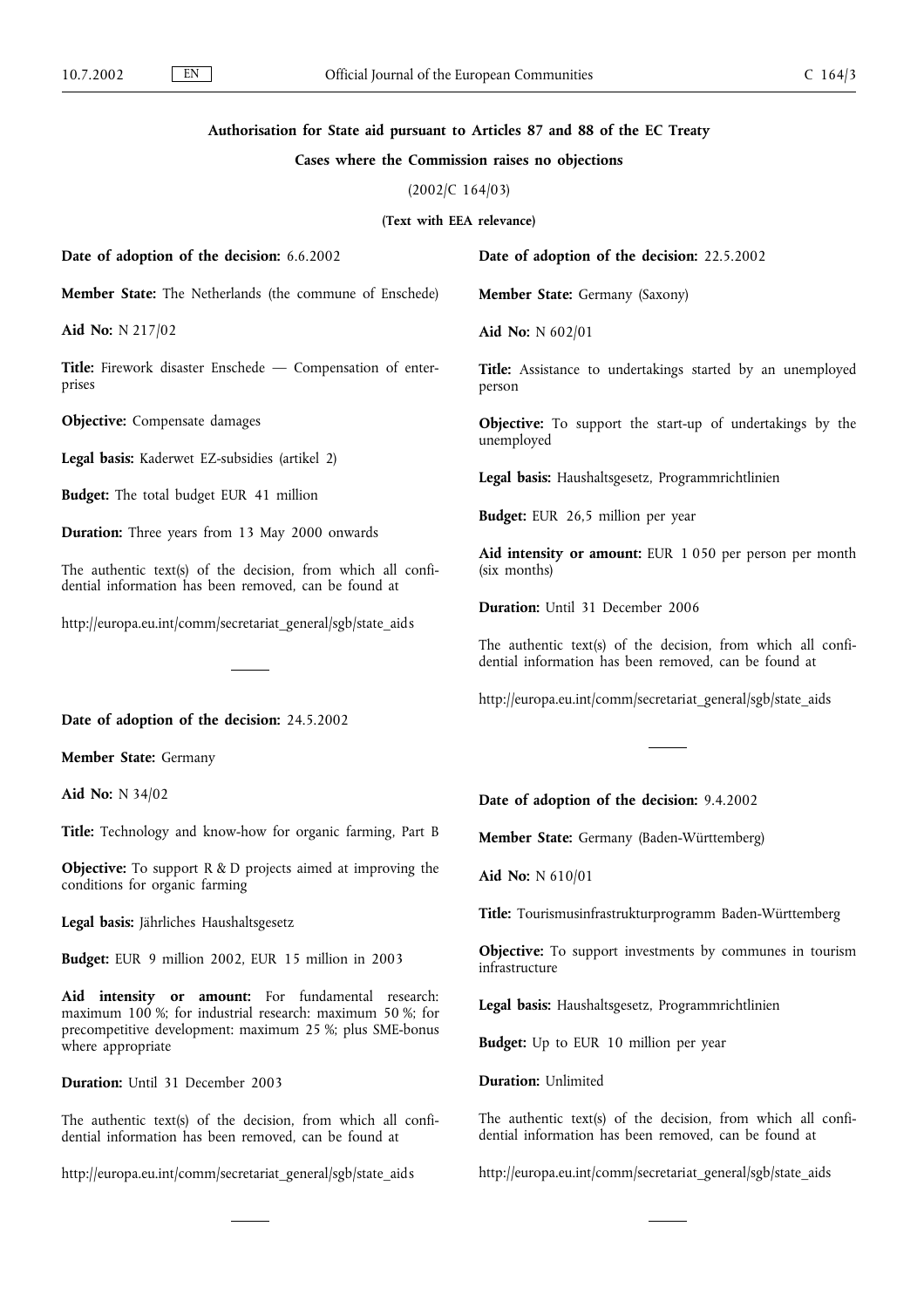# Authorisation for State aid pursuant to Articles 87 and 88 of the EC Treaty

## Cases where the Commission raises no objections

(2002/C 164/03)

**(Text with EEA relevance)**

**Date of adoption of the decision:** 6.6.2002

**Member State:** The Netherlands (the commune of Enschede)

**Aid No:** N 217/02

**Title:** Firework disaster Enschede — Compensation of enterprises

**Objective:** Compensate damages

**Legal basis:** Kaderwet EZ-subsidies (artikel 2)

**Budget:** The total budget EUR 41 million

**Duration:** Three years from 13 May 2000 onwards

The authentic text(s) of the decision, from which all confidential information has been removed, can be found at

http://europa.eu.int/comm/secretariat_general/sgb/state_aids

---

**Date of adoption of the decision:** 24.5.2002

**Member State:** Germany

**Aid No:** N 34/02

**Title:** Technology and know-how for organic farming, Part B

**Objective:** To support R & D projects aimed at improving the conditions for organic farming

**Legal basis:** Jährliches Haushaltsgesetz

**Budget:** EUR 9 million 2002, EUR 15 million in 2003

**Aid intensity or amount:** For fundamental research: maximum 100 %; for industrial research: maximum 50 %; for precompetitive development: maximum 25 %; plus SME-bonus where appropriate

**Duration:** Until 31 December 2003

The authentic text(s) of the decision, from which all confidential information has been removed, can be found at

http://europa.eu.int/comm/secretariat_general/sgb/state_aids

---

**Date of adoption of the decision:** 22.5.2002

**Member State:** Germany (Saxony)

**Aid No:** N 602/01

**Title:** Assistance to undertakings started by an unemployed person

**Objective:** To support the start-up of undertakings by the unemployed

**Legal basis:** Haushaltsgesetz, Programmrichtlinien

**Budget:** EUR 26,5 million per year

**Aid intensity or amount:** EUR 1 050 per person per month (six months)

**Duration:** Until 31 December 2006

The authentic text(s) of the decision, from which all confidential information has been removed, can be found at

http://europa.eu.int/comm/secretariat_general/sgb/state_aids

---

**Date of adoption of the decision:** 9.4.2002

**Member State:** Germany (Baden-Württemberg)

**Aid No:** N 610/01

**Title:** Tourismusinfrastrukturprogramm Baden-Württemberg

**Objective:** To support investments by communes in tourism infrastructure

**Legal basis:** Haushaltsgesetz, Programmrichtlinien

**Budget:** Up to EUR 10 million per year

**Duration:** Unlimited

The authentic text(s) of the decision, from which all confidential information has been removed, can be found at

http://europa.eu.int/comm/secretariat_general/sgb/state_aids

---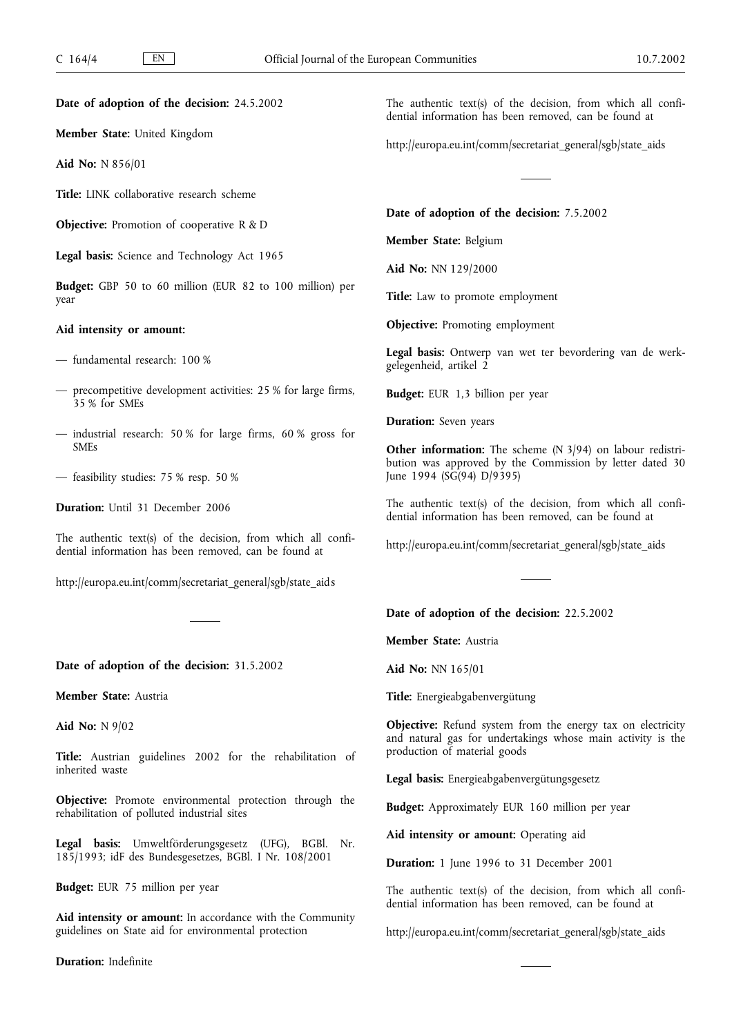**Date of adoption of the decision:** 24.5.2002

**Member State:** United Kingdom

**Aid No:** N 856/01

**Title:** LINK collaborative research scheme

**Objective:** Promotion of cooperative R & D

**Legal basis:** Science and Technology Act 1965

**Budget:** GBP 50 to 60 million (EUR 82 to 100 million) per year

**Aid intensity or amount:**

- fundamental research: 100 %
- precompetitive development activities: 25 % for large firms, 35 % for SMEs
- industrial research: 50 % for large firms, 60 % gross for SMEs
- feasibility studies: 75 % resp. 50 %

**Duration:** Until 31 December 2006

The authentic text(s) of the decision, from which all confidential information has been removed, can be found at

http://europa.eu.int/comm/secretariat_general/sgb/state_aids

---

**Date of adoption of the decision:** 31.5.2002

**Member State:** Austria

**Aid No:** N 9/02

**Title:** Austrian guidelines 2002 for the rehabilitation of inherited waste

**Objective:** Promote environmental protection through the rehabilitation of polluted industrial sites

**Legal basis:** Umweltförderungsgesetz (UFG), BGBl. Nr. 185/1993; idF des Bundesgesetzes, BGBl. I Nr. 108/2001

**Budget:** EUR 75 million per year

**Aid intensity or amount:** In accordance with the Community guidelines on State aid for environmental protection

**Duration:** Indefinite

The authentic text(s) of the decision, from which all confidential information has been removed, can be found at

http://europa.eu.int/comm/secretariat_general/sgb/state_aids

---

**Date of adoption of the decision:** 7.5.2002

**Member State:** Belgium

**Aid No:** NN 129/2000

**Title:** Law to promote employment

**Objective:** Promoting employment

**Legal basis:** Ontwerp van wet ter bevordering van de werkgelegenheid, artikel 2

**Budget:** EUR 1,3 billion per year

**Duration:** Seven years

**Other information:** The scheme (N 3/94) on labour redistribution was approved by the Commission by letter dated 30 June 1994 (SG(94) D/9395)

The authentic text(s) of the decision, from which all confidential information has been removed, can be found at

http://europa.eu.int/comm/secretariat_general/sgb/state_aids

---

**Date of adoption of the decision:** 22.5.2002

**Member State:** Austria

**Aid No:** NN 165/01

**Title:** Energieabgabenvergütung

**Objective:** Refund system from the energy tax on electricity and natural gas for undertakings whose main activity is the production of material goods

**Legal basis:** Energieabgabenvergütungsgesetz

**Budget:** Approximately EUR 160 million per year

**Aid intensity or amount:** Operating aid

**Duration:** 1 June 1996 to 31 December 2001

The authentic text(s) of the decision, from which all confidential information has been removed, can be found at

http://europa.eu.int/comm/secretariat_general/sgb/state_aids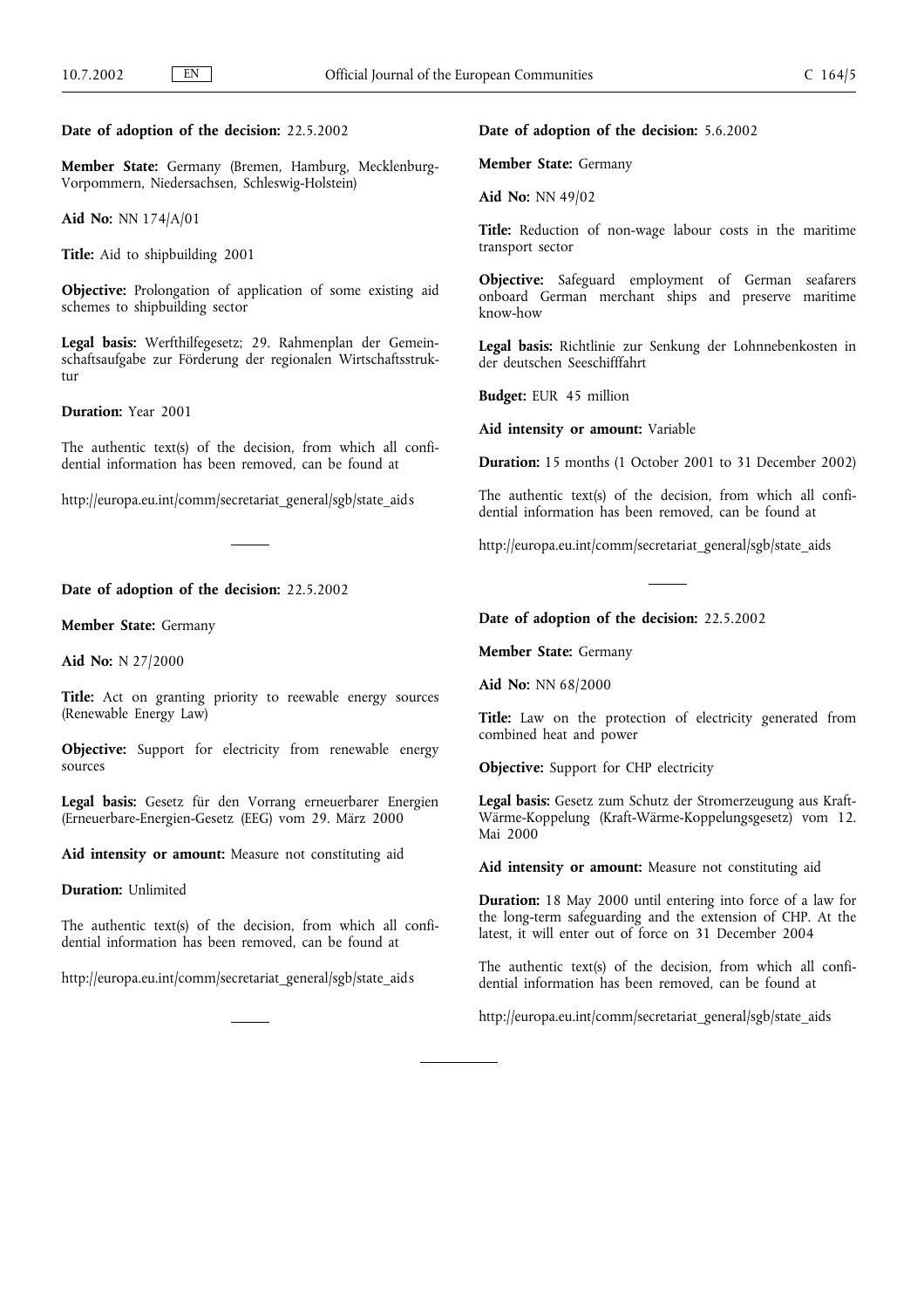**Date of adoption of the decision:** 22.5.2002

**Member State:** Germany (Bremen, Hamburg, Mecklenburg-Vorpommern, Niedersachsen, Schleswig-Holstein)

**Aid No:** NN 174/A/01

**Title:** Aid to shipbuilding 2001

**Objective:** Prolongation of application of some existing aid schemes to shipbuilding sector

**Legal basis:** Werfthilfegesetz; 29. Rahmenplan der Gemeinschaftsaufgabe zur Förderung der regionalen Wirtschaftsstruktur

**Duration:** Year 2001

The authentic text(s) of the decision, from which all confidential information has been removed, can be found at

http://europa.eu.int/comm/secretariat_general/sgb/state_aids

---

**Date of adoption of the decision:** 22.5.2002

**Member State:** Germany

**Aid No:** N 27/2000

**Title:** Act on granting priority to reewable energy sources (Renewable Energy Law)

**Objective:** Support for electricity from renewable energy sources

**Legal basis:** Gesetz für den Vorrang erneuerbarer Energien (Erneuerbare-Energien-Gesetz (EEG) vom 29. März 2000

**Aid intensity or amount:** Measure not constituting aid

**Duration:** Unlimited

The authentic text(s) of the decision, from which all confidential information has been removed, can be found at

http://europa.eu.int/comm/secretariat_general/sgb/state_aids

---

**Date of adoption of the decision:** 5.6.2002

**Member State:** Germany

**Aid No:** NN 49/02

**Title:** Reduction of non-wage labour costs in the maritime transport sector

**Objective:** Safeguard employment of German seafarers onboard German merchant ships and preserve maritime know-how

**Legal basis:** Richtlinie zur Senkung der Lohnnebenkosten in der deutschen Seeschifffahrt

**Budget:** EUR 45 million

**Aid intensity or amount:** Variable

**Duration:** 15 months (1 October 2001 to 31 December 2002)

The authentic text(s) of the decision, from which all confidential information has been removed, can be found at

http://europa.eu.int/comm/secretariat_general/sgb/state_aids

---

**Date of adoption of the decision:** 22.5.2002

**Member State:** Germany

**Aid No:** NN 68/2000

**Title:** Law on the protection of electricity generated from combined heat and power

**Objective:** Support for CHP electricity

**Legal basis:** Gesetz zum Schutz der Stromerzeugung aus Kraft-Wärme-Koppelung (Kraft-Wärme-Koppelungsgesetz) vom 12. Mai 2000

**Aid intensity or amount:** Measure not constituting aid

**Duration:** 18 May 2000 until entering into force of a law for the long-term safeguarding and the extension of CHP. At the latest, it will enter out of force on 31 December 2004

The authentic text(s) of the decision, from which all confidential information has been removed, can be found at

http://europa.eu.int/comm/secretariat_general/sgb/state_aids